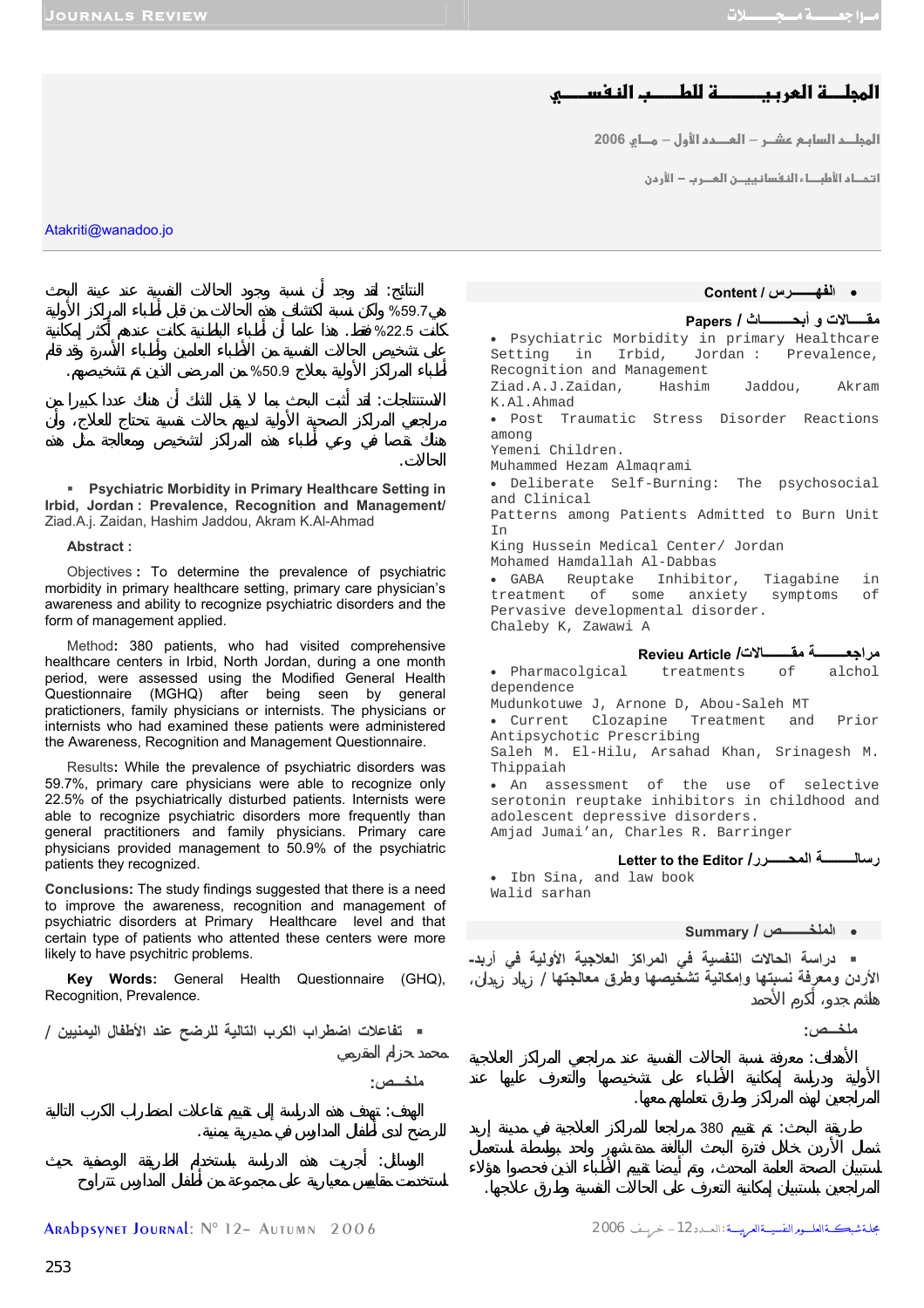# المجلـــة العربيـــــــة للطـــب النفســـي

المجلــد السابـع عشـر – العـــدد الأول – مـــايو 2006

اتحــاد الأطبــاء النفسانييـــن العــرب – الأردن

Atakriti@wanadoo.jo

- **Content / الفهـــــرس**

**Papers / مقـــالات و أبحـــاث**

- Psychiatric Morbidity in primary Healthcare Setting in Irbid, Jordan : Prevalence, Recognition and Management
  Ziad.A.J.Zaidan, Hashim Jaddou, Akram K.Al.Ahmad
- Post Traumatic Stress Disorder Reactions among Yemeni Children.
  Muhammed Hezam Almaqrami
- Deliberate Self-Burning: The psychosocial and Clinical Patterns among Patients Admitted to Burn Unit In King Hussein Medical Center/ Jordan
  Mohamed Hamdallah Al-Dabbas
- GABA Reuptake Inhibitor, Tiagabine in treatment of some anxiety symptoms of Pervasive developmental disorder.
  Chaleby K, Zawawi A

**Revieu Article / مراجعــــة مقــــالات**

- Pharmacolgical treatments of alchol dependence
  Mudunkotuwe J, Arnone D, Abou-Saleh MT
- Current Clozapine Treatment and Prior Antipsychotic Prescribing
  Saleh M. El-Hilu, Arsahad Khan, Srinagesh M. Thippaiah
- An assessment of the use of selective serotonin reuptake inhibitors in childhood and adolescent depressive disorders.
  Amjad Jumai'an, Charles R. Barringer

**Letter to the Editor / رسالــــة المحـــرر**

- Ibn Sina, and law book
  Walid sarhan

- **Summary / الملخـــص**

- دراسة الحالات النفسية في المراكز العلاجية الأولية في أربد- الأردن ومعرفة نسبتها وإمكانية تشخيصها وطرق معالجتها / زياد زيدان، هاشم جدو، أكرم الأحمد

ملخــص:

الأهداف: معرفة نسبة الحالات النفسية عند مراجعي المراكز العلاجية الأولية ودراسة إمكانية الأطباء على تشخيصها والتعرف عليها عند المراجعين لهذه المراكز وطرق تعاملهم معها.

طريقة البحث: تم تقييم 380 مراجعا للمراكز العلاجية في مدينة إربد شمال الأردن خلال فترة البحث البالغة مدة شهر وذلك بواسطة استعمال لستبيان الصحة العامة المحدث، وتم أيضا تقييم الأطباء الذين فحصوا هؤلاء المراجعين باستبيان إمكانية التعرف على الحالات النفسية وطرق علاجها.

النتائج: لقد وجد أن نسبة وجود الحالات النفسية عند عينة البحث هي59.7% ولكن نسبة لكتشاف هذه الحالات من قبل أطباء المراكز الأولية كانت 22.5% فقط. هذا علما أن أطباء الباطنية كانت عندهم أكثر إمكانية على تشخيص الحالات النفسية من الأطباء العامين وأطباء الأسرة وقد قام أطباء المراكز الأولية بعلاج 50.9% من المرضى الذين تم تشخيصهم.

الاستنتاجات: لقد أثبت البحث بما لا يقبل الشك أن هناك عددا كبيرا من مراجعي المراكز الصحية الأولية لديهم حالات نفسية تحتاج للعلاج، وأن هناك نقصا في وعي أطباء هذه المراكز لتشخيص ومعالجة مثل هذه الحالات.

- **Psychiatric Morbidity in Primary Healthcare Setting in Irbid, Jordan : Prevalence, Recognition and Management/** Ziad.A.j. Zaidan, Hashim Jaddou, Akram K.Al-Ahmad

**Abstract :**

Objectives : To determine the prevalence of psychiatric morbidity in primary healthcare setting, primary care physician's awareness and ability to recognize psychiatric disorders and the form of management applied.

Method: 380 patients, who had visited comprehensive healthcare centers in Irbid, North Jordan, during a one month period, were assessed using the Modified General Health Questionnaire (MGHQ) after being seen by general pratictioners, family physicians or internists. The physicians or internists who had examined these patients were administered the Awareness, Recognition and Management Questionnaire.

Results: While the prevalence of psychiatric disorders was 59.7%, primary care physicians were able to recognize only 22.5% of the psychiatrically disturbed patients. Internists were able to recognize psychiatric disorders more frequently than general practitioners and family physicians. Primary care physicians provided management to 50.9% of the psychiatric patients they recognized.

**Conclusions:** The study findings suggested that there is a need to improve the awareness, recognition and management of psychiatric disorders at Primary Healthcare level and that certain type of patients who attented these centers were more likely to have psychitric problems.

**Key Words:** General Health Questionnaire (GHQ), Recognition, Prevalence.

- تفاعلات اضطراب الكرب التالية للرضح عند الأطفال اليمنيين / محمد حزام المقرمي

ملخــص:

الهدف: تهدف هذه الدراسة إلى تقييم تفاعلات اضطراب الكرب التالية للرضح لدى أطفال المدارس في مديرية يمنية.

الوسائل: أجريت هذه الدراسة باستخدام الطريقة الوصفية حيث استخدمت مقاييس معيارية على مجموعة من أطفال المدارس تتراوح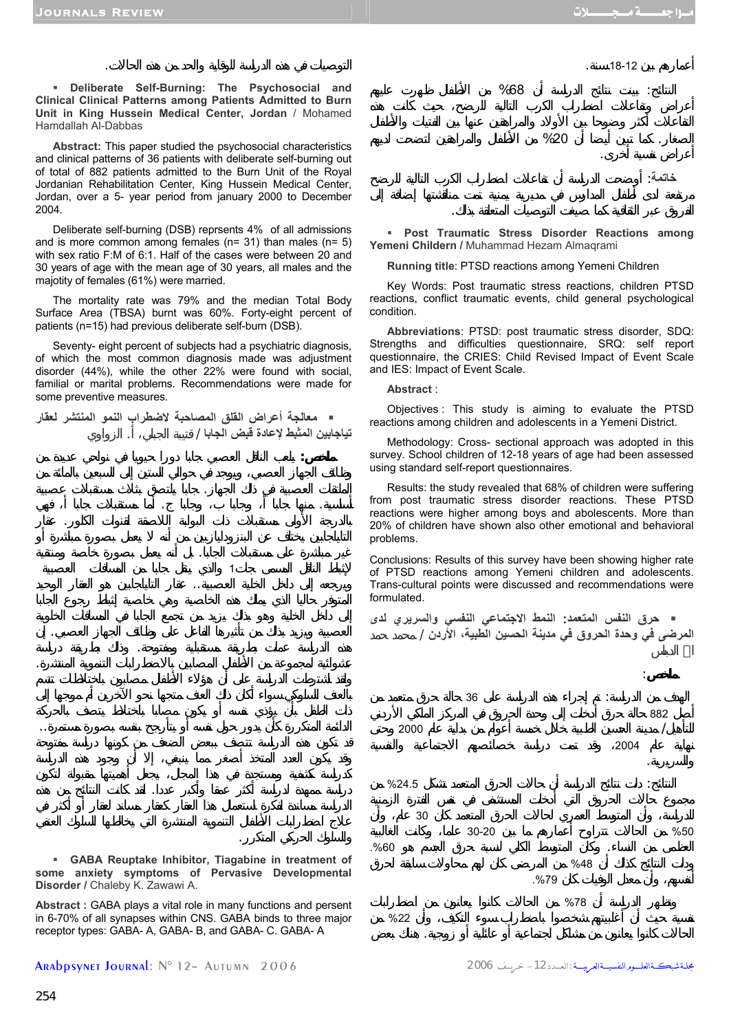أعمارهم بين 12-18سنة.

النتائج: بينت نتائج الدراسة أن 68% من الأطفال ظهرت عليهم أعراض وتفاعلات اضطراب الكرب التالية للرضح، حيث كانت هذه التفاعلات أكثر وضوحا بين الأولاد والمراهقين عنها بين الفتيات والأطفال الصغار. كما تبين أيضا أن 20% من الأطفال والمراهقين اتضحت لديهم أعراض نفسية أخرى.

خاتمة: أوضحت الدراسة أن تفاعلات اضطراب الكرب التالية للرضح مرتفعة لدى أطفال المدارس في مديرية يمنية تمت مناقشتها إضافة إلى الفروق عبر الثقافية كما صيغت التوصيات المتعلقة بذلك.

- **Post Traumatic Stress Disorder Reactions among Yemeni Childern** / Muhammad Hezam Almaqrami

**Running title**: PTSD reactions among Yemeni Children

Key Words: Post traumatic stress reactions, children PTSD reactions, conflict traumatic events, child general psychological condition.

**Abbreviations**: PTSD: post traumatic stress disorder, SDQ: Strengths and difficulties questionnaire, SRQ: self report questionnaire, the CRIES: Child Revised Impact of Event Scale and IES: Impact of Event Scale.

**Abstract** :

Objectives : This study is aiming to evaluate the PTSD reactions among children and adolescents in a Yemeni District.

Methodology: Cross- sectional approach was adopted in this survey. School children of 12-18 years of age had been assessed using standard self-report questionnaires.

Results: the study revealed that 68% of children were suffering from post traumatic stress disorder reactions. These PTSD reactions were higher among boys and abolescents. More than 20% of children have shown also other emotional and behavioral problems.

Conclusions: Results of this survey have been showing higher rate of PTSD reactions among Yemeni children and adolescents. Trans-cultural points were discussed and recommendations were formulated.

- **حرق النفس المتعمد: النمط الاجتماعي النفسي والسريري لدى المرضى في وحدة الحروق في مدينة الحسين الطبية، الأردن** / محمد حمد الدباس

**ملخص:**

الهدف من الدراسة: تم إجراء هذه الدراسة على 36 حالة حرق متعمد من أصل 882 حالة حرق أدخلت إلى وحدة الحروق في المركز الملكي الأردني للتأهيل/ مدينة الحسين الطبية خلال خمسة أعوام من بداية عام 2000 وحتى نهاية عام 2004، وقد تمت دراسة خصائصهم الاجتماعية والنفسية والسريرية.

النتائج: دلت نتائج الدراسة أن حالات الحرق المتعمد تشكل 24.5% من مجموع حالات الحروق التي أدخلت المستشفى في نفس الفترة الزمنية للدراسة، وأن المتوسط العمري لحالات الحرق المتعمد كان 30 عام، وأن 50% من الحالات تتراوح أعمارهم ما بين 20-30 عاما، وكانت الغالبية العظمى من النساء. وكان المتوسط الكلي لنسبة حرق الجسم هو 60%. ودلت النتائج كذلك أن 48% من المرضى كان لهم محاولات سابقة لحرق أنفسهم، وأن معدل الوفيات كان 79%.

وتظهر الدراسة أن 78% من الحالات كانوا يعانون من اضطرابات نفسية حيث أن أغلبيتهم شخصوا باضطراب سوء التكيف، وأن 22% من الحالات كانوا يعانون من مشاكل اجتماعية أو عائلية أو زوجية. هناك بعض التوصيات في هذه الدراسة للوقاية والحد من هذه الحالات.

- **Deliberate Self-Burning: The Psychosocial and Clinical Clinical Patterns among Patients Admitted to Burn Unit in King Hussein Medical Center, Jordan** / Mohamed Hamdallah Al-Dabbas

**Abstract:** This paper studied the psychosocial characteristics and clinical patterns of 36 patients with deliberate self-burning out of total of 882 patients admitted to the Burn Unit of the Royal Jordanian Rehabilitation Center, King Hussein Medical Center, Jordan, over a 5- year period from january 2000 to December 2004.

Deliberate self-burning (DSB) reprsents 4% of all admissions and is more common among females (n= 31) than males (n= 5) with sex ratio F:M of 6:1. Half of the cases were between 20 and 30 years of age with the mean age of 30 years, all males and the majotity of females (61%) were married.

The mortality rate was 79% and the median Total Body Surface Area (TBSA) burnt was 60%. Forty-eight percent of patients (n=15) had previous deliberate self-burn (DSB).

Seventy- eight percent of subjects had a psychiatric diagnosis, of which the most common diagnosis made was adjustment disorder (44%), while the other 22% were found with social, familial or marital problems. Recommendations were made for some preventive measures.

- **معالجة أعراض القلق المصاحبة لاضطراب النمو المنتشر لعقار تياجابين المثبط لإعادة قبض الجابا** / قتيبة الجلبي، أ. الزراوي

**ملخص:** يلعب الناقل العصبي جابا دورا حيويا في نواحي عديدة من وظائف الجهاز العصبي، ويوجد في حوالي الستين إلى السبعين بالمائة من الملتقيات العصبية في ذلك الجهاز. جابا يلتصق بثلاث مستقبلات عصبية أساسية. منها جابا أ، وجابا ب، وجابا ج. أما مستقبلات جابا أ، فهي بالدرجة الأولى مستقبلات ذات البوابة اللاصقة لقنوات الكلور. عقار التياجابين يختلف عن البنزوديازبين من أنه لا يعمل بصورة مباشرة أو غير مباشرة على مستقبلات الجابا. بل أنه يعمل بصورة خاصة ومنتقية لإثباط الناقل المسمى جات1 والذي ينقل جابا من المسافات العصبية ويرجعه إلى داخل الخلية العصبية.. عقار التياجابين هو العقار الوحيد المتوفر حاليا الذي يملك هذه الخاصية وهي خاصية إثباط رجوع الجابا إلى داخل الخلية وهو بذلك يزيد من تجمع الجابا في المسافات الخلوية العصبية ويزيد بذلك من تأثيرها الفاعل على وظائف الجهاز العصبي. إن هذه الدراسة عملت بطريقة مستقبلية ومفتوحة. وذلك بطريقة دراسة عشوائية لمجموعة من الأطفال المصابين بالاضطرابات التنموية المنتشرة. ولقد اشترطت الدراسة على أن هؤلاء الأطفال مصابين باختلاطات تتسم بالعنف السلوكي سواء أكان ذلك العنف متجها نحو الآخرين أم موجها إلى ذات الطفل بأن يؤذي نفسه أو يكون مصابا باختلاط يتصف بالحركة الدائمة المتكررة كأن يدور حول نفسه أو يتأرجح بنفسه بصورة مستمرة.. قد تكون هذه الدراسة تتصف ببعض الضعف من كونها دراسة مفتوحة وقد يكون العدد المتخذ أصغر مما ينبغي، إلا أن وجود هذه الدراسة كدراسة كشفية ومستجدة في هذا المجال، يجعل أهميتها مقبولة لتكون دراسة ممهدة لدراسة أكثر عمقا وأكبر عددا. لقد كانت النتائج من هذه الدراسة مساندة لفكرة استعمال هذا العقار كعقار مساند لعقار أو أكثر في علاج اضطرابات الأطفال التنموية المنتشرة التي يخالطها السلوك العنفي والسلوك الحركي المتكرر.

- **GABA Reuptake Inhibitor, Tiagabine in treatment of some anxiety symptoms of Pervasive Developmental Disorder** / Chaleby K. Zawawi A.

**Abstract :** GABA plays a vital role in many functions and persent in 6-70% of all synapses within CNS. GABA binds to three major receptor types: GABA- A, GABA- B, and GABA- C. GABA- A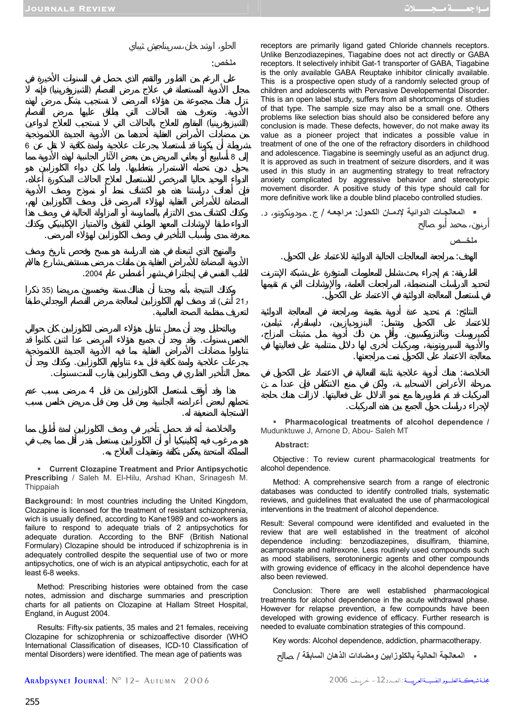receptors are primarily ligand gated Chloride channels receptors. Unlike Benzodiazepines, Tiagabine does not act directly or GABA receptors. It selectively inhibit Gat-1 transporter of GABA, Tiagabine is the only available GABA Reuptake inhibitor clinically available. This is a prospective open study of a randomly selected group of children and adolescents with Pervasive Developemental Disorder. This is an open label study, suffers from all shortcomings of studies of that type. The sample size may also be a small one. Others problems like selection bias should also be considered before any conclusion is made. These defects, however, do not make away its value as a pioneer project that indicates a possible value in treatment of one of the one of the refractory disorders in childhood and adolescence. Tiagabine is seemingly useful as an adjunct drug. It is approved as such in treatment of seizure disorders, and it was used in this study in an augmenting strategy to treat refractory anxiety complicated by aggressive behavior and stereotypic movement disorder. A positive study of this type should call for more definitive work like a double blind placebo controlled studies.

- **المعالجـات الدوائية لإدمـان الكحول: مراجعـه** / ج. مودونكوتو، د. أرنون، محمد أبو صالح

**ملخـص**

الهدف: مراجعة المعالجات الحالية الدوائية للاعتماد على الكحول.

الطريقة: تم إجراء بحث شامل للمعلومات المتوفرة على شبكة الإنترنت لتحديد الدراسات المنضبطة، المراجعات العامة، والإرشادات التي تم تقيمها في استعمال المعالجة الدوائية في الاعتماد على الكحول.

النتائج: تم تحديد عدة أدوية مقيمة ومراجعة في المعالجة الدوائية للاعتماد على الكحول وتشمل: البنزوديازبين، دايسلفرام، ثيامين، أكمبروسات ونالتروكسيبون. وأقل من ذلك أدوية مثل مثبتات المزاج، والأدوية السيروتونية، ومركبات أخرى لها دلائل متنامية على فعاليتها في معالجة الاعتماد على الكحول تمت مراجعتها.

الخلاصة: هناك أدوية علاجية ثابتة الفعالية في الاعتماد على الكحول في مرحلة الأعراض الانسحابية، ولكن في منع الانتكاس فإن عددا من المركبات قد تم تطويرها مع نمو الدلائل على فعاليتها. لازالت هناك حاجة لإجراء دراسات حول الجمع بين هذه المركبات.

- **Pharmacological treatments of alcohol dependence** / Mudunktuwe J, Arnone D, Abou- Saleh MT

**Abstract:**

Objective : To review curent pharmacological treatments for alcohol dependence.

Method: A comprehensive search from a range of electronic databases was conducted to identify controlled trials, systematic reviews, and guidelines that evaluated the use of pharmacological interventions in the treatment of alcohol dependence.

Result: Several compound were identified and evaluated in the review that are well established in the treatment of alcohol dependence including: benzodiazepines, disulfiram, thiamine, acamprosate and naltrexone. Less routinely used compounds such as mood stabilisers, serotoninergic agents and other compounds with growing evidence of efficacy in the alcohol dependence have also been reviewed.

Conclusion: There are well established pharmacological treatments for alcohol dependence in the acute withdrawal phase. However for relapse prevention, a few compounds have been developed with growing evidence of efficacy. Further research is needed to evaluate combination strategies of this compound.

Key words: Alcohol dependence, addiction, pharmacotherapy.

- **المعالجة الحالية بالكلوزابين ومضادات الذهان السابقة** / صالح الحلو، ارشد خان،سرينلجيش ثيباي

**ملخص:**

على الرغم من التطور والتقدم الذي حصل في السنوات الأخيرة في مجال الأدوية المستعملة في علاج مرض الفصام (الشيزوفرينيا) فإنه لا تزال هناك مجموعة من هؤلاء المرضى لا تستجيب بشكل مرض لهذه الأدوية. وتعرف هذه الحالات التي يطلق عليها مرض الفصام (الشيزوفرينيا) المقاوم للعلاج بالحالات التي لا تستجيب للعلاج لدواءين من مضادات الأمراض العقلية أحدهما من الأدوية الجديدة اللانمونجية شريطة أن يكونا قد استعملا بجرعات علاجية ولمدة كافية لا تقل عن 6 إلى 8 أسابيع أو يعاني المريض من بعض الآثار الجانبية لهذه الأدوية مما يحول دون تحمله الاستمرار بتعاطيها. ولما كان دواء الكلوزابين هو الدواء الوحيد حاليا المرخص للاستعمال لعلاج الحالات المذكورة أعلاه، فإن أهداف دراستنا هذه هو لاكتشاف نمط أو نموذج وصف الأدوية المضادة للأمراض العقلية لهؤلاء المرضى قبل وصف الكلوزابين لهم، وكذلك لاكتشاف مدى الالتزام بالممارسة أو المزاولة الحالية في وصف هذا الدواء طبقا لإرشادات المعهد الوطني للتفوق والامتياز الإكلينيكي وكذلك معرفة مدى ولسبب التأخير في وصف الكلوزابين لهؤلاء المرضى.

والمنهج الذي اتبعناه في هذه الدراسة هو مسح وفحص تاريخ وصف الأدوية المضادة للأمراض العقلية من ملفات مرضى مستشفى شارع هالام للطب النفسي في إنجلترا في شهر أغسطس عام 2004.

وكذلك النتيجة بأنه وجدنا أن هناك ستة وخمسون مريضا (35 ذكرا و21 أنثى) قد وصف لهم الكلوزابين لمعالجة مرض الفصام الوجداني طبقا لتعريف منظمة الصحة العالمية.

وبالتحليل وجد أن معدل تناول هؤلاء المرضى للكلوزابين كان حوالي الخمس سنوات. وقد وجد أن جميع هؤلاء المرضى عدا اثنين كانوا قد تناولوا مضادات الأمراض العقلية بما فيه الأدوية الجديدة اللانمونجية بجرعات علاجية ولمدة كافية قبل بدء تناولهم الكلوزابين. وكذلك وجد أن معدل التأخير الظاري في وصف الكلوزابين يقارب الست سنوات.

هذا وقد أوقف استعمال الكلوزابين من قبل 4 مرضى بسبب عدم تحملهم لبعض أعراضه الجانبية ومن قبل ومن قبل مريض خامس بسبب الاستجابة الضعيفة له.

والخلاصة أنه قد حصل تأخير في وصف الكلوزابين لمدة أطول مما هو مرغوب فيه إكلينيكيا أو أن الكلوزابين يستعمل بقدر أقل مما يجب في المملكة المتحدة بعكس تكلفة وتعقيدات العلاج به.

- **Current Clozapine Treatment and Prior Antipsychotic Prescribing** / Saleh M. El-Hilu, Arshad Khan, Srinagesh M. Thippaiah

**Background:** In most countries including the United Kingdom, Clozapine is licensed for the treatment of resistant schizophrenia, wich is usually defined, according to Kane1989 and co-workers as failure to respond to adequate trials of 2 antipsychotics for adequate duration. According to the BNF (British National Formulary) Clozapine should be introduced if schizophrenia is in adequately controlled despite the sequential use of two or more antipsychotics, one of wich is an atypical antipsychotic, each for at least 6-8 weeks.

Method: Prescribing histories were obtained from the case notes, admission and discharge summaries and prescription charts for all patients on Clozapine at Hallam Street Hospital, England, in August 2004.

Results: Fifty-six patients, 35 males and 21 females, receiving Clozapine for schizophrenia or schizoaffective disorder (WHO International Classification of diseases, ICD-10 Classification of mental Disorders) were identified. The mean age of patients was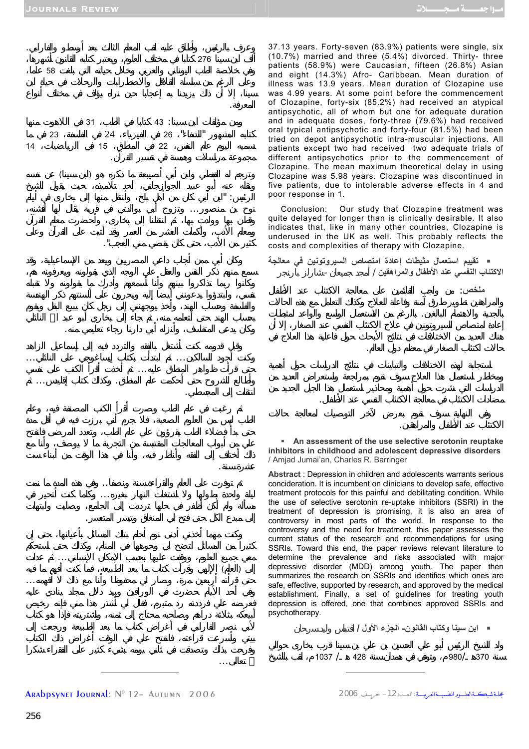37.13 years. Forty-seven (83.9%) patients were single, six (10.7%) married and three (5.4%) divorced. Thirty- three patients (58.9%) were Caucasian, fifteen (26.8%) Asian and eight (14.3%) Afro- Caribbean. Mean duration of illness was 13.9 years. Mean duration of Clozapine use was 4.99 years. At some point before the commencement of Clozapine, forty-six (85.2%) had received an atypical antipsychotic, all of whom but one for adequate duration and in adequate doses, forty-three (79.6%) had received oral typical antipsychotic and forty-four (81.5%) had been tried on depot antipsychotic intra-muscular injections. All patients except two had received two adequate trials of different antipsychotics prior to the commencement of Clozapine. The mean maximum theoretical delay in using Clozapine was 5.98 years. Clozapine was discontinued in five patients, due to intolerable adverse effects in 4 and poor response in 1.

Conclusion: Our study that Clozapine treatment was quite delayed for longer than is clinically desirable. It also indicates that, like in many other countries, Clozapine is underused in the UK as well. This probably reflects the costs and complexities of therapy with Clozapine.

- **تقييم استعمال مثبطات إعادة امتصاص السيروتونين في معالجة الاكتئاب النفسي عند الأطفال والمراهقين** / أمجد جميعان -شارلز بارينجر

**ملخص:** من واجب القائمين على معالجة الاكتئاب عند الأطفال والمراهقين تطوير طرق آمنة وفاعلة للعلاج وكذلك التعامل مع هذه الحالات بالجدية والاهتمام البالغين. بالرغم من الاستعمال الواسع والواعد لمثبطات إعادة امتصاص السيروتونين في علاج الاكتئاب النفسي عند الصغار، إلا أن هناك العديد من الاختلافات في نتائج الأبحاث حول فاعلية هذا العلاج في حالات اكتئاب الصغار في معظم دول العالم.

استجابة لهذه الاختلافات والتباينات في نتائج الدراسات حول أهمية ومخاطر استعمال هذا العلاج سوف تقوم بمراجعة واستعراض العديد من الدراسات التي نشرت حول أهمية ومحاذير استعمال هذا الجيل الجديد من مضادات الاكتئاب في معالجة الاكتئاب النفسي عند الأطفال.

وفي النهاية سوف نقوم بعرض لآخر التوصيات لمعالجة حالات الاكتئاب عند الأطفال والمراهقين.

- **An assessment of the use selective serotonin reuptake inhibitors in childhood and adolescent depressive disorders** / Amjad Jumai'an, Charles R. Barringer

**Abstract** : Depression in children and adolescents warrants serious conciderration. It is incumbent on clinicians to develop safe, effective treatment protocols for this painful and debilitating condition. While the use of selective serotonin re-uptake inhibitors (SSRI) in the treatment of depression is promising, it is also an area of controversy in most parts of the world. In response to the controversy and the need for treatment, this paper assesses the current status of the research and recommendations for using SSRIs. Toward this end, the paper reviews relevant literature to determine the prevalence and risks associated with major depressive disorder (MDD) among youth. The paper then summarizes the research on SSRIs and identifies which ones are safe, effective, supported by research, and approved by the medical establishment. Finally, a set of guidelines for treating youth depression is offered, one that combines approved SSRIs and psychotherapy.

- ابن سينا وكتاب القانون- الجزء الأول / اقتباس وليدسرحان

ولد الشيخ الرئيس أبو علي الحسين بن علي بن سينا قرب بخارى حوالي سنة 370هـ /980م، وتوفي في همدان سنة 428 هـ / 1037م، لقب بالشيخ وعرف بالرئيس، وأطلق عليه لقب المعلم الثالث بعد أرسطو والفارابي. ألف ابن سينا 276 كتابا في مختلف العلوم، ويعتبر كتابه القانون أشهرها، وهي خلاصة الطب اليوناني والعربي وخلال حياته التي بلغت 58 عاما، وعلى الرغم من سلسلة التنقلات والاضطرابات والرحلات في حياة ابن سينا، إلا أن ذلك يزيدنا به إعجابا حين نراه يؤلف في مختلف أنواع المعرفة.

ومن مؤلفات ابن سينا: 43 كتابا في الطب، 31 في اللاهوت منها كتابه المشهور "الشفاء"، 26 في الفيزياء، 24 في الفلسفة، 23 في ما نسميه اليوم علم النفس، 22 في المنطق، 15 في الرياضيات، 14 مجموعة مراسلات وهمسة في تفسير القرآن.

وترجم له القفطي وابن أبي أصيبعة ما ذكره هو (ابن سينا) عن نفسه ونقله عنه أبو عبيد الجوزجاني، أحد تلاميذه، حيث يقول للشيخ الرئيس: "ابي كان من أهل بلخ، وأنتقل منها إلى بخارى في أيام نوح بن منصور... وتزوج أبي بوالدتي في قرية يقال لها أفشنه، وقطن بها وولدت بها، ثم انتقلنا إلى بخارى، وأحضرت معلم القرآن ومعلم الأدب، وأكملت العشر من العمر وقد أتيت على القرآن وعلى كثير من الأدب، حتى كان يقضى مني العجب".

وكان أبي ممن أجاب داعي المصريين ويعد من الإسماعيلية، وقد سمع منهم ذكر النفس والعقل على الوجه الذي يقولونه ويعرفونه هم، وكانوا ربما تذاكروا بينهم وأنا أسمعهم وأدرك ما يقولونه ولا تقبله نفسي، وابتدؤوا يدعونني أيضا إليه ويجرون على ألسنتهم ذكر الهندسة والفلسفة وحساب الهند، وأخذ يوجهني إلى رجل كان يبيع البقل ويقوم بحساب الهند حتى أتعلمه منه، ثم جاء إلى بخارى أبو عبد الله الناتلي وكان يدعى المتفلسف، وأنزله أبي دارنا رجاء تعليمي منه.

وقبل قدومه كنت أشتغل بالفقه والتردد فيه إلى إسماعيل الزاهد وكنت أجود السالكين... ثم ابتدأت بكتاب إيساغوجي على الناتلي... حتى قرأت ظواهر المنطق عليه... ثم أخذت أقرأ الكتب على نفسي وأطالع الشروح حتى أحكمت علم المنطق. وكذلك كتاب إقليدس... ثم انتقلت إلى المجسطي.

ثم رغبت في علم الطب وصرت أقرأ الكتب المصنفة فيه، وعلم الطب ليس من العلوم الصعبة، فلا جرم أني برزت فيه في أقل مدة حتى بدأ فضلاء الطب يقرؤون علي علم الطب، وتعدد المرضى فانفتح علي من أبواب المعالجات المقتبسة من التجربة ما لا يوصف، وأنا مع ذلك أختلف إلى الفقه وأناظر فيه، وأنا في هذا الوقت من أبناء ست عشرة سنة.

ثم توفرت على العلم والقراءة سنة ونصفا.. وفي هذه المدة ما نمت ليلة واحدة بطولها ولا اشتغلت النهار بغيره... وكلما كنت أتحير في مسألة ولم أكن أظفر في حلها ترددت إلى الجامع، وصليت وابتهلت إلى مبدع الكل حتى فتح لي المنغلق وتيسر المتعسر.

وكنت مهما أخذني أدنى نوم أحلم بتلك المسائل بأعيانها، حتى إن كثيرا من المسائل اتضح لي وجوهها في المنام، وكذلك حتى استحكم معي جميع العلوم، ووقفت عليها بحسب الإمكان الإنساني... ثم عدلت إلى (العلم) الإلهي وقرأت كتاب ما بعد الطبيعة، فما كنت أفهم ما فيه حتى قرأته أربعين مرة، وصار لي محفوظا وأنا مع ذلك لا أفهمه... وفي أحد الأيام حضرت في الوراقين وبيد دلال مجلد ينادي عليه فعرضه علي فرددته رد متبرم، فقال لي اشتر هذا مني فإنه رخيص أبيعكه بثلاثة دراهم وصاحبه محتاج إلى ثمنه، واشتريته فإذا هو كتاب لأبي نصر الفارابي في أغراض كتاب ما بعد الطبيعة ورجعت إلى بيتي وأسرعت قراءته، فانفتح علي في الوقت أغراض ذلك الكتاب وفرحت بذلك وتصدقت في ثاني يومه بشيء كثير على الفقراء شكرا لله تعالى...